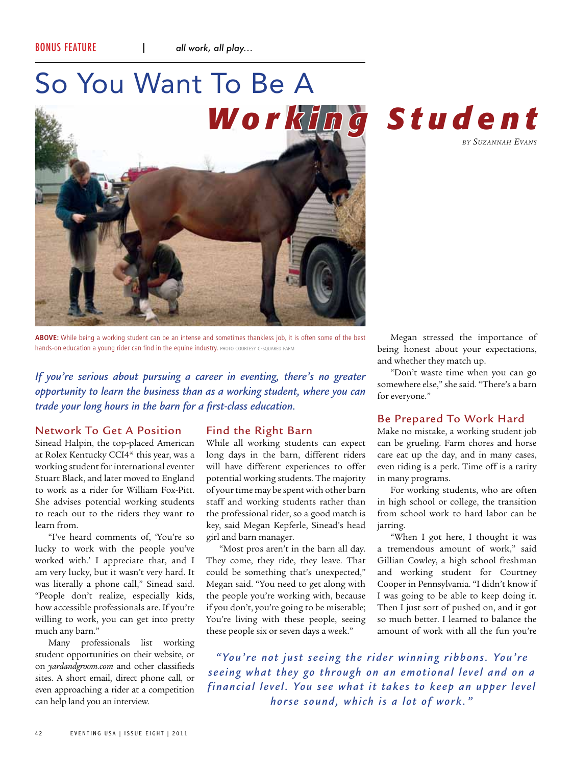BONUS FEATURE | *all work, all play...*

# So You Want To Be A *Working Student*

*by Suzannah Evans*

**ABOVE:** While being a working student can be an intense and sometimes thankless job, it is often some of the best hands-on education a young rider can find in the equine industry. PHOTO COURTESY C-SQUARED FARM

*If you're serious about pursuing a career in eventing, there's no greater opportunity to learn the business than as a working student, where you can trade your long hours in the barn for a first-class education.*

## Network To Get A Position

Sinead Halpin, the top-placed American at Rolex Kentucky CCI4* this year, was a working student for international eventer Stuart Black, and later moved to England to work as a rider for William Fox-Pitt. She advises potential working students to reach out to the riders they want to learn from.

"I've heard comments of, 'You're so lucky to work with the people you've worked with.' I appreciate that, and I am very lucky, but it wasn't very hard. It was literally a phone call," Sinead said. "People don't realize, especially kids, how accessible professionals are. If you're willing to work, you can get into pretty much any barn."

Many professionals list working student opportunities on their website, or on *yardandgroom.com* and other classifieds sites. A short email, direct phone call, or even approaching a rider at a competition can help land you an interview.

## Find the Right Barn

While all working students can expect long days in the barn, different riders will have different experiences to offer potential working students. The majority of your time may be spent with other barn staff and working students rather than the professional rider, so a good match is key, said Megan Kepferle, Sinead's head girl and barn manager.

"Most pros aren't in the barn all day. They come, they ride, they leave. That could be something that's unexpected," Megan said. "You need to get along with the people you're working with, because if you don't, you're going to be miserable; You're living with these people, seeing these people six or seven days a week."

Megan stressed the importance of being honest about your expectations, and whether they match up.

"Don't waste time when you can go somewhere else," she said. "There's a barn for everyone."

## Be Prepared To Work Hard

Make no mistake, a working student job can be grueling. Farm chores and horse care eat up the day, and in many cases, even riding is a perk. Time off is a rarity in many programs.

For working students, who are often in high school or college, the transition from school work to hard labor can be jarring.

"When I got here, I thought it was a tremendous amount of work," said Gillian Cowley, a high school freshman and working student for Courtney Cooper in Pennsylvania. "I didn't know if I was going to be able to keep doing it. Then I just sort of pushed on, and it got so much better. I learned to balance the amount of work with all the fun you're

*"You're not just seeing the rider winning ribbons. You're seeing what they go through on an emotional level and on a financial level. You see what it takes to keep an upper level horse sound, which is a lot of work."*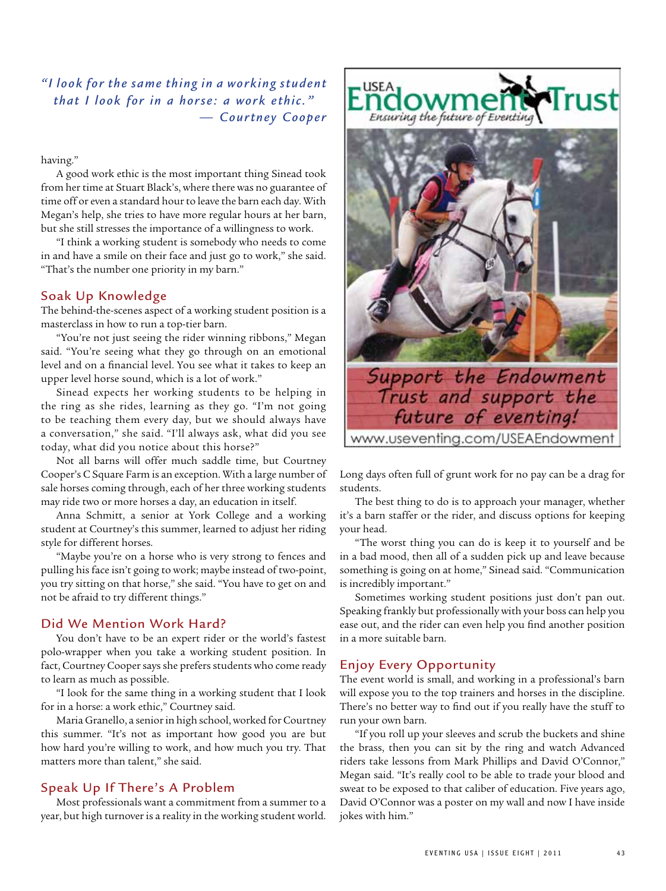*"I look for the same thing in a working student that I look for in a horse: a work ethic." — Courtney Cooper*

having."

A good work ethic is the most important thing Sinead took from her time at Stuart Black's, where there was no guarantee of time off or even a standard hour to leave the barn each day. With Megan's help, she tries to have more regular hours at her barn, but she still stresses the importance of a willingness to work.

"I think a working student is somebody who needs to come in and have a smile on their face and just go to work," she said. "That's the number one priority in my barn."

## Soak Up Knowledge

The behind-the-scenes aspect of a working student position is a masterclass in how to run a top-tier barn.

"You're not just seeing the rider winning ribbons," Megan said. "You're seeing what they go through on an emotional level and on a financial level. You see what it takes to keep an upper level horse sound, which is a lot of work."

Sinead expects her working students to be helping in the ring as she rides, learning as they go. "I'm not going to be teaching them every day, but we should always have a conversation," she said. "I'll always ask, what did you see today, what did you notice about this horse?"

Not all barns will offer much saddle time, but Courtney Cooper's C Square Farm is an exception. With a large number of sale horses coming through, each of her three working students may ride two or more horses a day, an education in itself.

Anna Schmitt, a senior at York College and a working student at Courtney's this summer, learned to adjust her riding style for different horses.

"Maybe you're on a horse who is very strong to fences and pulling his face isn't going to work; maybe instead of two-point, you try sitting on that horse," she said. "You have to get on and not be afraid to try different things."

## Did We Mention Work Hard?

You don't have to be an expert rider or the world's fastest polo-wrapper when you take a working student position. In fact, Courtney Cooper says she prefers students who come ready to learn as much as possible.

"I look for the same thing in a working student that I look for in a horse: a work ethic," Courtney said.

Maria Granello, a senior in high school, worked for Courtney this summer. "It's not as important how good you are but how hard you're willing to work, and how much you try. That matters more than talent," she said.

## Speak Up If There's A Problem

Most professionals want a commitment from a summer to a year, but high turnover is a reality in the working student world. Long days often full of grunt work for no pay can be a drag for students.

The best thing to do is to approach your manager, whether it's a barn staffer or the rider, and discuss options for keeping your head.

"The worst thing you can do is keep it to yourself and be in a bad mood, then all of a sudden pick up and leave because something is going on at home," Sinead said. "Communication is incredibly important."

Sometimes working student positions just don't pan out. Speaking frankly but professionally with your boss can help you ease out, and the rider can even help you find another position in a more suitable barn.

## Enjoy Every Opportunity

The event world is small, and working in a professional's barn will expose you to the top trainers and horses in the discipline. There's no better way to find out if you really have the stuff to run your own barn.

"If you roll up your sleeves and scrub the buckets and shine the brass, then you can sit by the ring and watch Advanced riders take lessons from Mark Phillips and David O'Connor," Megan said. "It's really cool to be able to trade your blood and sweat to be exposed to that caliber of education. Five years ago, David O'Connor was a poster on my wall and now I have inside jokes with him."

USEA Endowment Trust
*Ensuring the future of Eventing*

Support the Endowment Trust and support the future of eventing!

www.useventing.com/USEAEndowment